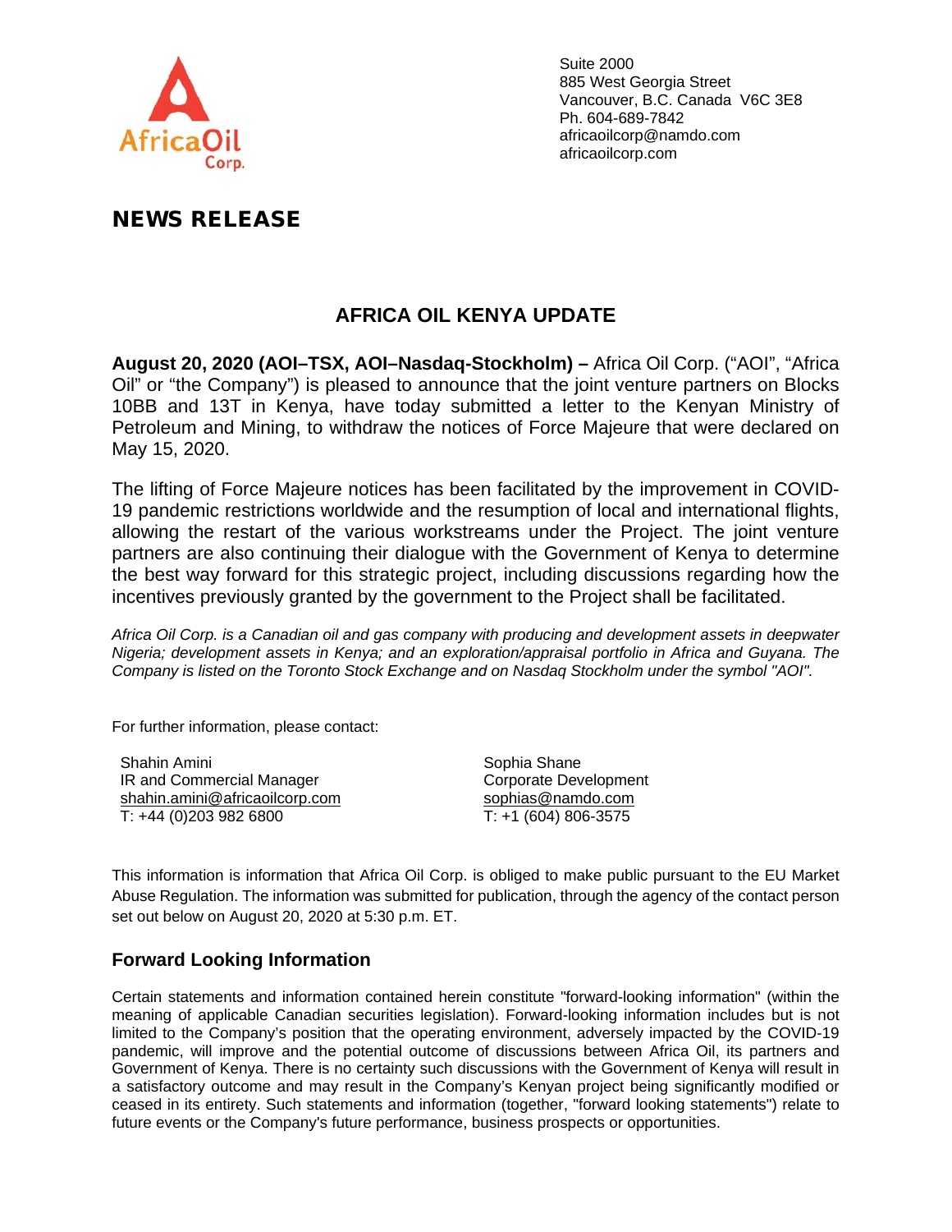Suite 2000
885 West Georgia Street
Vancouver, B.C. Canada V6C 3E8
Ph. 604-689-7842
africaoilcorp@namdo.com
africaoilcorp.com

# NEWS RELEASE

## AFRICA OIL KENYA UPDATE

**August 20, 2020 (AOI–TSX, AOI–Nasdaq-Stockholm) –** Africa Oil Corp. ("AOI", "Africa Oil" or "the Company") is pleased to announce that the joint venture partners on Blocks 10BB and 13T in Kenya, have today submitted a letter to the Kenyan Ministry of Petroleum and Mining, to withdraw the notices of Force Majeure that were declared on May 15, 2020.

The lifting of Force Majeure notices has been facilitated by the improvement in COVID-19 pandemic restrictions worldwide and the resumption of local and international flights, allowing the restart of the various workstreams under the Project. The joint venture partners are also continuing their dialogue with the Government of Kenya to determine the best way forward for this strategic project, including discussions regarding how the incentives previously granted by the government to the Project shall be facilitated.

*Africa Oil Corp. is a Canadian oil and gas company with producing and development assets in deepwater Nigeria; development assets in Kenya; and an exploration/appraisal portfolio in Africa and Guyana. The Company is listed on the Toronto Stock Exchange and on Nasdaq Stockholm under the symbol "AOI".*

For further information, please contact:

Shahin Amini
IR and Commercial Manager
shahin.amini@africaoilcorp.com
T: +44 (0)203 982 6800

Sophia Shane
Corporate Development
sophias@namdo.com
T: +1 (604) 806-3575

This information is information that Africa Oil Corp. is obliged to make public pursuant to the EU Market Abuse Regulation. The information was submitted for publication, through the agency of the contact person set out below on August 20, 2020 at 5:30 p.m. ET.

### Forward Looking Information

Certain statements and information contained herein constitute "forward-looking information" (within the meaning of applicable Canadian securities legislation). Forward-looking information includes but is not limited to the Company's position that the operating environment, adversely impacted by the COVID-19 pandemic, will improve and the potential outcome of discussions between Africa Oil, its partners and Government of Kenya. There is no certainty such discussions with the Government of Kenya will result in a satisfactory outcome and may result in the Company's Kenyan project being significantly modified or ceased in its entirety. Such statements and information (together, "forward looking statements") relate to future events or the Company's future performance, business prospects or opportunities.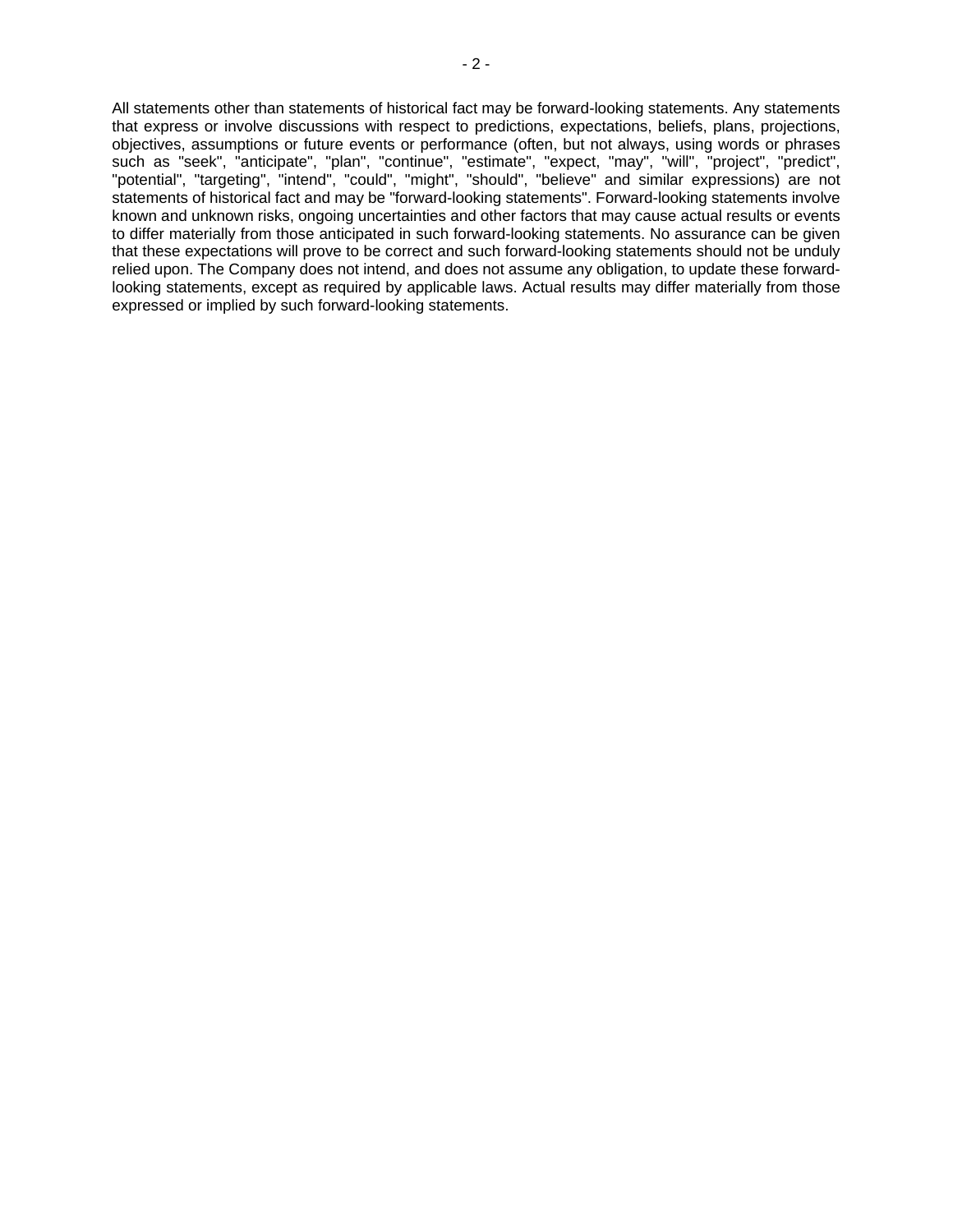All statements other than statements of historical fact may be forward-looking statements. Any statements that express or involve discussions with respect to predictions, expectations, beliefs, plans, projections, objectives, assumptions or future events or performance (often, but not always, using words or phrases such as "seek", "anticipate", "plan", "continue", "estimate", "expect, "may", "will", "project", "predict", "potential", "targeting", "intend", "could", "might", "should", "believe" and similar expressions) are not statements of historical fact and may be "forward-looking statements". Forward-looking statements involve known and unknown risks, ongoing uncertainties and other factors that may cause actual results or events to differ materially from those anticipated in such forward-looking statements. No assurance can be given that these expectations will prove to be correct and such forward-looking statements should not be unduly relied upon. The Company does not intend, and does not assume any obligation, to update these forward-looking statements, except as required by applicable laws. Actual results may differ materially from those expressed or implied by such forward-looking statements.